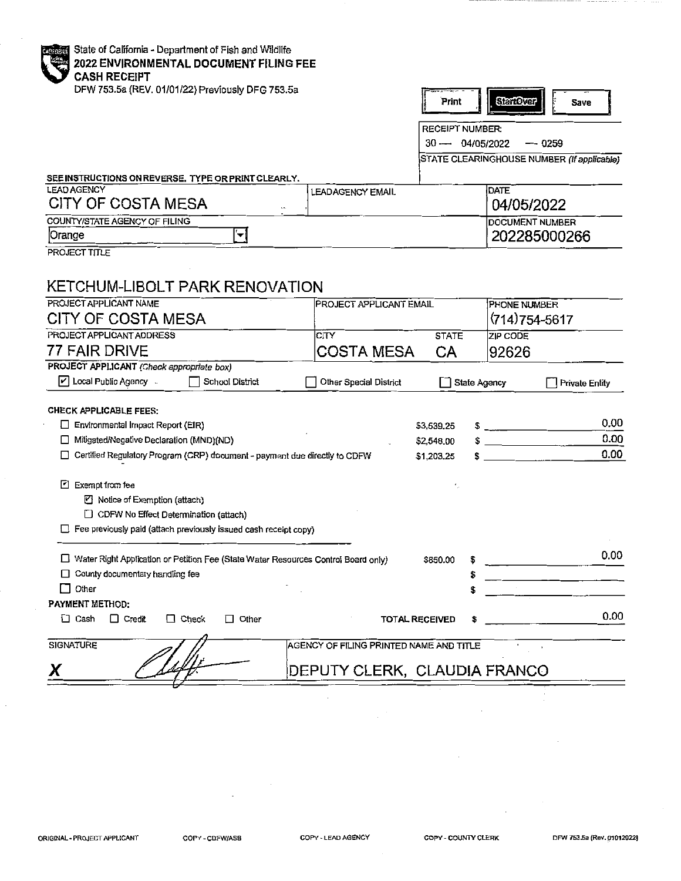State of California - Department of Fish and Wildlife

**2022 ENVIRONMENTAL DOCUMENT FILING FEE**
**CASH RECEIPT**

DFW 753.5a (REV. 01/01/22) Previously DFG 753.5a

Print | StartOver | Save

RECEIPT NUMBER:
30 — 04/05/2022 — 0259

STATE CLEARINGHOUSE NUMBER *(If applicable)*

**SEE INSTRUCTIONS ON REVERSE. TYPE OR PRINT CLEARLY.**

| LEAD AGENCY | LEAD AGENCY EMAIL | DATE |
|---|---|---|
| CITY OF COSTA MESA | | 04/05/2022 |
| COUNTY/STATE AGENCY OF FILING | | DOCUMENT NUMBER |
| Orange | | 202285000266 |

PROJECT TITLE

KETCHUM-LIBOLT PARK RENOVATION

| PROJECT APPLICANT NAME | PROJECT APPLICANT EMAIL | | PHONE NUMBER |
|---|---|---|---|
| CITY OF COSTA MESA | | | (714)754-5617 |
| PROJECT APPLICANT ADDRESS | CITY | STATE | ZIP CODE |
| 77 FAIR DRIVE | COSTA MESA | CA | 92626 |

**PROJECT APPLICANT** *(Check appropriate box)*

- [x] Local Public Agency
- [ ] School District
- [ ] Other Special District
- [ ] State Agency
- [ ] Private Entity

**CHECK APPLICABLE FEES:**

| | | |
|---|---|---|
| ☐ Environmental Impact Report (EIR) | $3,539.25 | $ 0.00 |
| ☐ Mitigated/Negative Declaration (MND)(ND) | $2,548.00 | $ 0.00 |
| ☐ Certified Regulatory Program (CRP) document - payment due directly to CDFW | $1,203.25 | $ 0.00 |

- [x] Exempt from fee
  - [x] Notice of Exemption (attach)
  - [ ] CDFW No Effect Determination (attach)
- [ ] Fee previously paid (attach previously issued cash receipt copy)

| | | |
|---|---|---|
| ☐ Water Right Application or Petition Fee (State Water Resources Control Board only) | $850.00 | $ 0.00 |
| ☐ County documentary handling fee | | $ |
| ☐ Other | | $ |

**PAYMENT METHOD:**

☐ Cash ☐ Credit ☐ Check ☐ Other — **TOTAL RECEIVED** $ 0.00

| SIGNATURE | AGENCY OF FILING PRINTED NAME AND TITLE |
|---|---|
| X | DEPUTY CLERK, CLAUDIA FRANCO |

ORIGINAL - PROJECT APPLICANT COPY - CDFW/ASB COPY - LEAD AGENCY COPY - COUNTY CLERK DFW 753.5a (Rev. 01012022)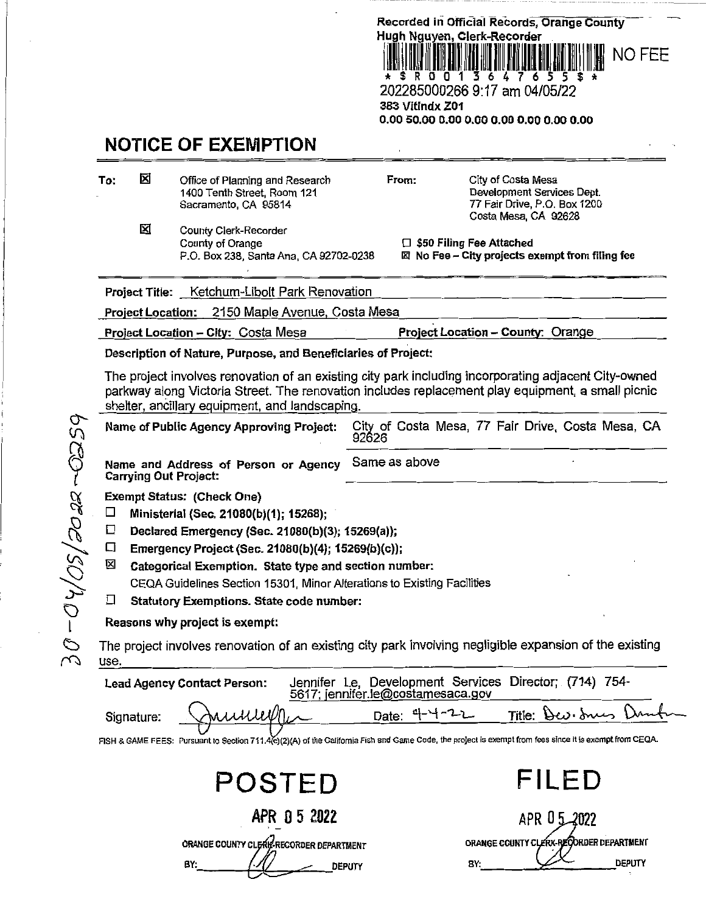Recorded in Official Records, Orange County
Hugh Nguyen, Clerk-Recorder

NO FEE

* $ R 0 0 1 3 6 4 7 6 5 5 $ *

202285000266 9:17 am 04/05/22

383 Vitlndx Z01

0.00 50.00 0.00 0.00 0.00 0.00 0.00 0.00

# NOTICE OF EXEMPTION

**To:** ☒ Office of Planning and Research
1400 Tenth Street, Room 121
Sacramento, CA 95814

☒ County Clerk-Recorder
County of Orange
P.O. Box 238, Santa Ana, CA 92702-0238

**From:** City of Costa Mesa
Development Services Dept.
77 Fair Drive, P.O. Box 1200
Costa Mesa, CA 92628

☐ **$50 Filing Fee Attached**
☒ **No Fee – City projects exempt from filing fee**

**Project Title:** Ketchum-Libolt Park Renovation

**Project Location:** 2150 Maple Avenue, Costa Mesa

**Project Location – City:** Costa Mesa **Project Location – County:** Orange

**Description of Nature, Purpose, and Beneficiaries of Project:**

The project involves renovation of an existing city park including incorporating adjacent City-owned parkway along Victoria Street. The renovation includes replacement play equipment, a small picnic shelter, ancillary equipment, and landscaping.

**Name of Public Agency Approving Project:** City of Costa Mesa, 77 Fair Drive, Costa Mesa, CA 92626

**Name and Address of Person or Agency Carrying Out Project:** Same as above

**Exempt Status: (Check One)**

☐ **Ministerial (Sec. 21080(b)(1); 15268);**

☐ **Declared Emergency (Sec. 21080(b)(3); 15269(a));**

☐ **Emergency Project (Sec. 21080(b)(4); 15269(b)(c));**

☒ **Categorical Exemption. State type and section number:**
CEQA Guidelines Section 15301, Minor Alterations to Existing Facilities

☐ **Statutory Exemptions. State code number:**

**Reasons why project is exempt:**

The project involves renovation of an existing city park involving negligible expansion of the existing use.

**Lead Agency Contact Person:** Jennifer Le, Development Services Director; (714) 754-5617; jennifer.le@costamesaca.gov

Signature: [signature] Date: 4-4-22 Title: Dev. Svcs Director

FISH & GAME FEES: Pursuant to Section 711.4(c)(2)(A) of the California Fish and Game Code, the project is exempt from fees since it is exempt from CEQA.

30-04/05/2022-0259

**POSTED**
APR 05 2022
ORANGE COUNTY CLERK-RECORDER DEPARTMENT
BY: [signature] DEPUTY

**FILED**
APR 05 2022
ORANGE COUNTY CLERK-RECORDER DEPARTMENT
BY: [signature] DEPUTY